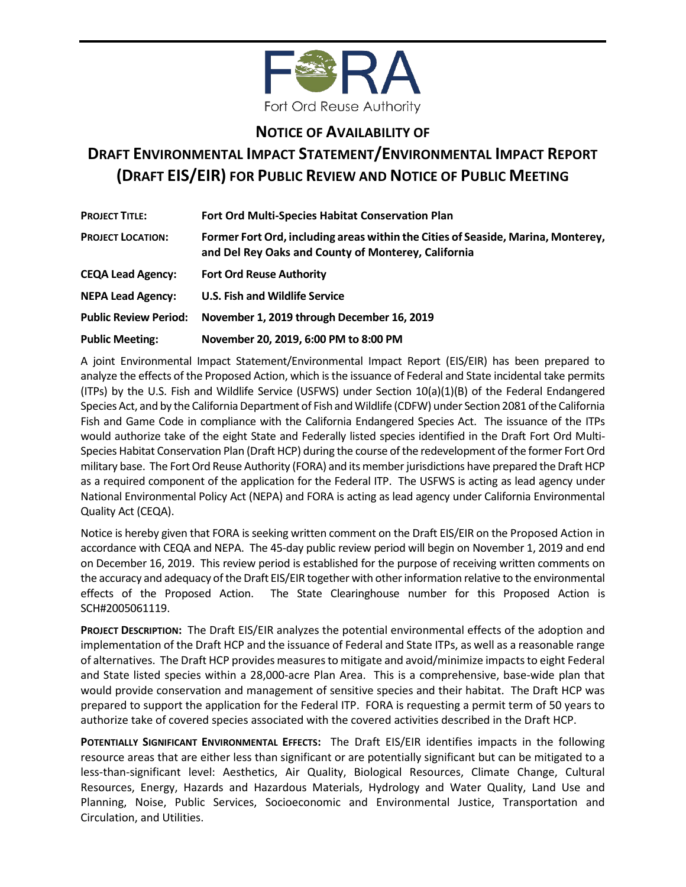Fort Ord Reuse Authority

# NOTICE OF AVAILABILITY OF DRAFT ENVIRONMENTAL IMPACT STATEMENT/ENVIRONMENTAL IMPACT REPORT (DRAFT EIS/EIR) FOR PUBLIC REVIEW AND NOTICE OF PUBLIC MEETING

| | |
|---|---|
| **PROJECT TITLE:** | **Fort Ord Multi-Species Habitat Conservation Plan** |
| **PROJECT LOCATION:** | **Former Fort Ord, including areas within the Cities of Seaside, Marina, Monterey, and Del Rey Oaks and County of Monterey, California** |
| **CEQA Lead Agency:** | **Fort Ord Reuse Authority** |
| **NEPA Lead Agency:** | **U.S. Fish and Wildlife Service** |
| **Public Review Period:** | **November 1, 2019 through December 16, 2019** |
| **Public Meeting:** | **November 20, 2019, 6:00 PM to 8:00 PM** |

A joint Environmental Impact Statement/Environmental Impact Report (EIS/EIR) has been prepared to analyze the effects of the Proposed Action, which is the issuance of Federal and State incidental take permits (ITPs) by the U.S. Fish and Wildlife Service (USFWS) under Section 10(a)(1)(B) of the Federal Endangered Species Act, and by the California Department of Fish and Wildlife (CDFW) under Section 2081 of the California Fish and Game Code in compliance with the California Endangered Species Act. The issuance of the ITPs would authorize take of the eight State and Federally listed species identified in the Draft Fort Ord Multi-Species Habitat Conservation Plan (Draft HCP) during the course of the redevelopment of the former Fort Ord military base. The Fort Ord Reuse Authority (FORA) and its member jurisdictions have prepared the Draft HCP as a required component of the application for the Federal ITP. The USFWS is acting as lead agency under National Environmental Policy Act (NEPA) and FORA is acting as lead agency under California Environmental Quality Act (CEQA).

Notice is hereby given that FORA is seeking written comment on the Draft EIS/EIR on the Proposed Action in accordance with CEQA and NEPA. The 45-day public review period will begin on November 1, 2019 and end on December 16, 2019. This review period is established for the purpose of receiving written comments on the accuracy and adequacy of the Draft EIS/EIR together with other information relative to the environmental effects of the Proposed Action. The State Clearinghouse number for this Proposed Action is SCH#2005061119.

**PROJECT DESCRIPTION:** The Draft EIS/EIR analyzes the potential environmental effects of the adoption and implementation of the Draft HCP and the issuance of Federal and State ITPs, as well as a reasonable range of alternatives. The Draft HCP provides measures to mitigate and avoid/minimize impacts to eight Federal and State listed species within a 28,000-acre Plan Area. This is a comprehensive, base-wide plan that would provide conservation and management of sensitive species and their habitat. The Draft HCP was prepared to support the application for the Federal ITP. FORA is requesting a permit term of 50 years to authorize take of covered species associated with the covered activities described in the Draft HCP.

**POTENTIALLY SIGNIFICANT ENVIRONMENTAL EFFECTS:** The Draft EIS/EIR identifies impacts in the following resource areas that are either less than significant or are potentially significant but can be mitigated to a less-than-significant level: Aesthetics, Air Quality, Biological Resources, Climate Change, Cultural Resources, Energy, Hazards and Hazardous Materials, Hydrology and Water Quality, Land Use and Planning, Noise, Public Services, Socioeconomic and Environmental Justice, Transportation and Circulation, and Utilities.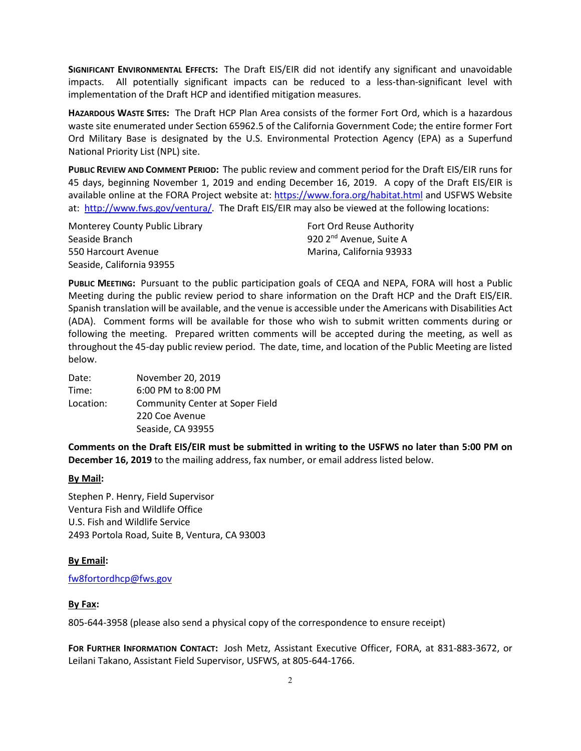**SIGNIFICANT ENVIRONMENTAL EFFECTS:** The Draft EIS/EIR did not identify any significant and unavoidable impacts. All potentially significant impacts can be reduced to a less-than-significant level with implementation of the Draft HCP and identified mitigation measures.

**HAZARDOUS WASTE SITES:** The Draft HCP Plan Area consists of the former Fort Ord, which is a hazardous waste site enumerated under Section 65962.5 of the California Government Code; the entire former Fort Ord Military Base is designated by the U.S. Environmental Protection Agency (EPA) as a Superfund National Priority List (NPL) site.

**PUBLIC REVIEW AND COMMENT PERIOD:** The public review and comment period for the Draft EIS/EIR runs for 45 days, beginning November 1, 2019 and ending December 16, 2019. A copy of the Draft EIS/EIR is available online at the FORA Project website at: https://www.fora.org/habitat.html and USFWS Website at: http://www.fws.gov/ventura/. The Draft EIS/EIR may also be viewed at the following locations:

Monterey County Public Library
Seaside Branch
550 Harcourt Avenue
Seaside, California 93955

Fort Ord Reuse Authority
920 2nd Avenue, Suite A
Marina, California 93933

**PUBLIC MEETING:** Pursuant to the public participation goals of CEQA and NEPA, FORA will host a Public Meeting during the public review period to share information on the Draft HCP and the Draft EIS/EIR. Spanish translation will be available, and the venue is accessible under the Americans with Disabilities Act (ADA). Comment forms will be available for those who wish to submit written comments during or following the meeting. Prepared written comments will be accepted during the meeting, as well as throughout the 45-day public review period. The date, time, and location of the Public Meeting are listed below.

| | |
|---|---|
| Date: | November 20, 2019 |
| Time: | 6:00 PM to 8:00 PM |
| Location: | Community Center at Soper Field<br>220 Coe Avenue<br>Seaside, CA 93955 |

**Comments on the Draft EIS/EIR must be submitted in writing to the USFWS no later than 5:00 PM on December 16, 2019** to the mailing address, fax number, or email address listed below.

**By Mail:**

Stephen P. Henry, Field Supervisor
Ventura Fish and Wildlife Office
U.S. Fish and Wildlife Service
2493 Portola Road, Suite B, Ventura, CA 93003

**By Email:**

fw8fortordhcp@fws.gov

**By Fax:**

805-644-3958 (please also send a physical copy of the correspondence to ensure receipt)

**FOR FURTHER INFORMATION CONTACT:** Josh Metz, Assistant Executive Officer, FORA, at 831-883-3672, or Leilani Takano, Assistant Field Supervisor, USFWS, at 805-644-1766.